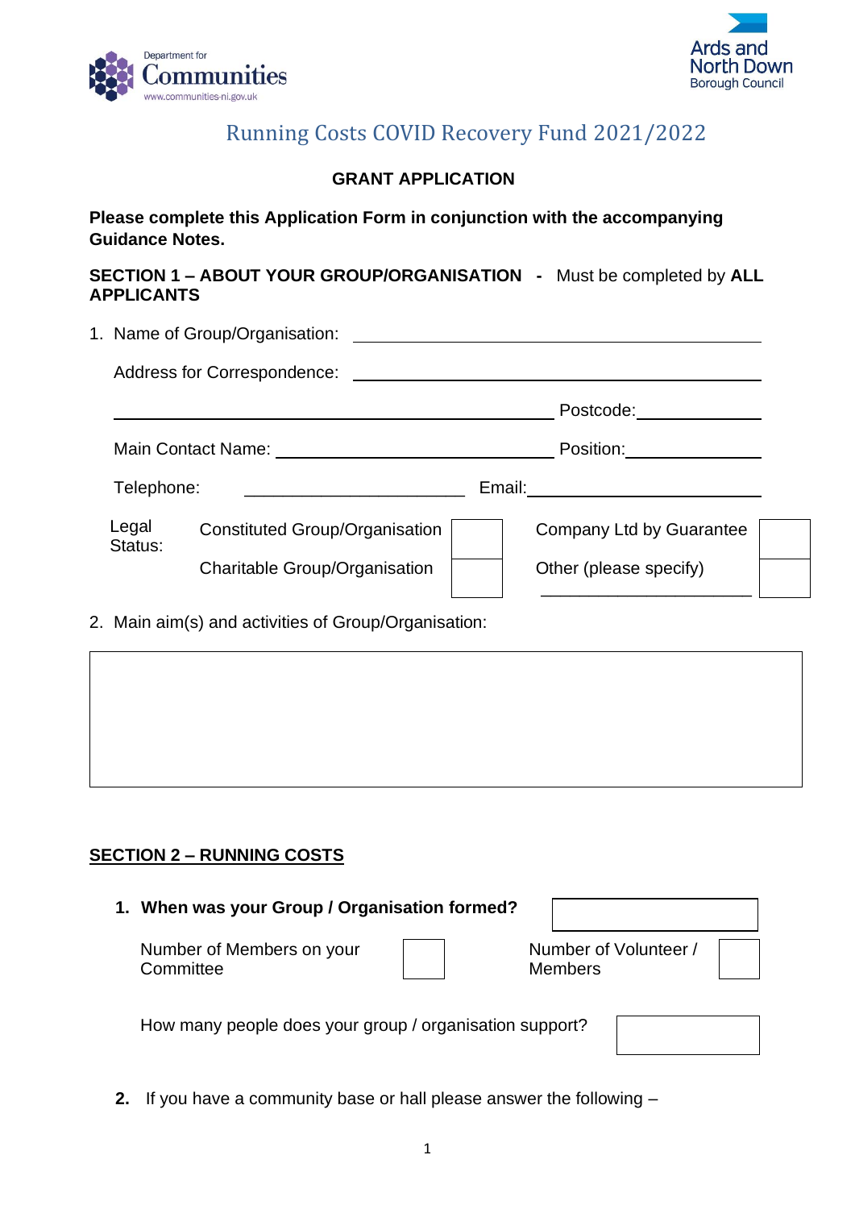Department for Communities
www.communities-ni.gov.uk

Ards and North Down Borough Council

# Running Costs COVID Recovery Fund 2021/2022

## GRANT APPLICATION

**Please complete this Application Form in conjunction with the accompanying Guidance Notes.**

**SECTION 1 – ABOUT YOUR GROUP/ORGANISATION -** Must be completed by **ALL APPLICANTS**

1. Name of Group/Organisation: ______________________________

   Address for Correspondence: ______________________________

   ______________________________ Postcode: ____________

   Main Contact Name: ______________________________ Position: ____________

   Telephone: ______________________ Email: ______________________

| Legal Status: | | | | |
|---|---|---|---|---|
| | Constituted Group/Organisation | ☐ | Company Ltd by Guarantee | ☐ |
| | Charitable Group/Organisation | ☐ | Other (please specify) ______________________ | ☐ |

2. Main aim(s) and activities of Group/Organisation:

| |
|---|
| |

## SECTION 2 – RUNNING COSTS

1. **When was your Group / Organisation formed?** ____________

   Number of Members on your Committee ☐ Number of Volunteer / Members ☐

   How many people does your group / organisation support? ____________

2. If you have a community base or hall please answer the following –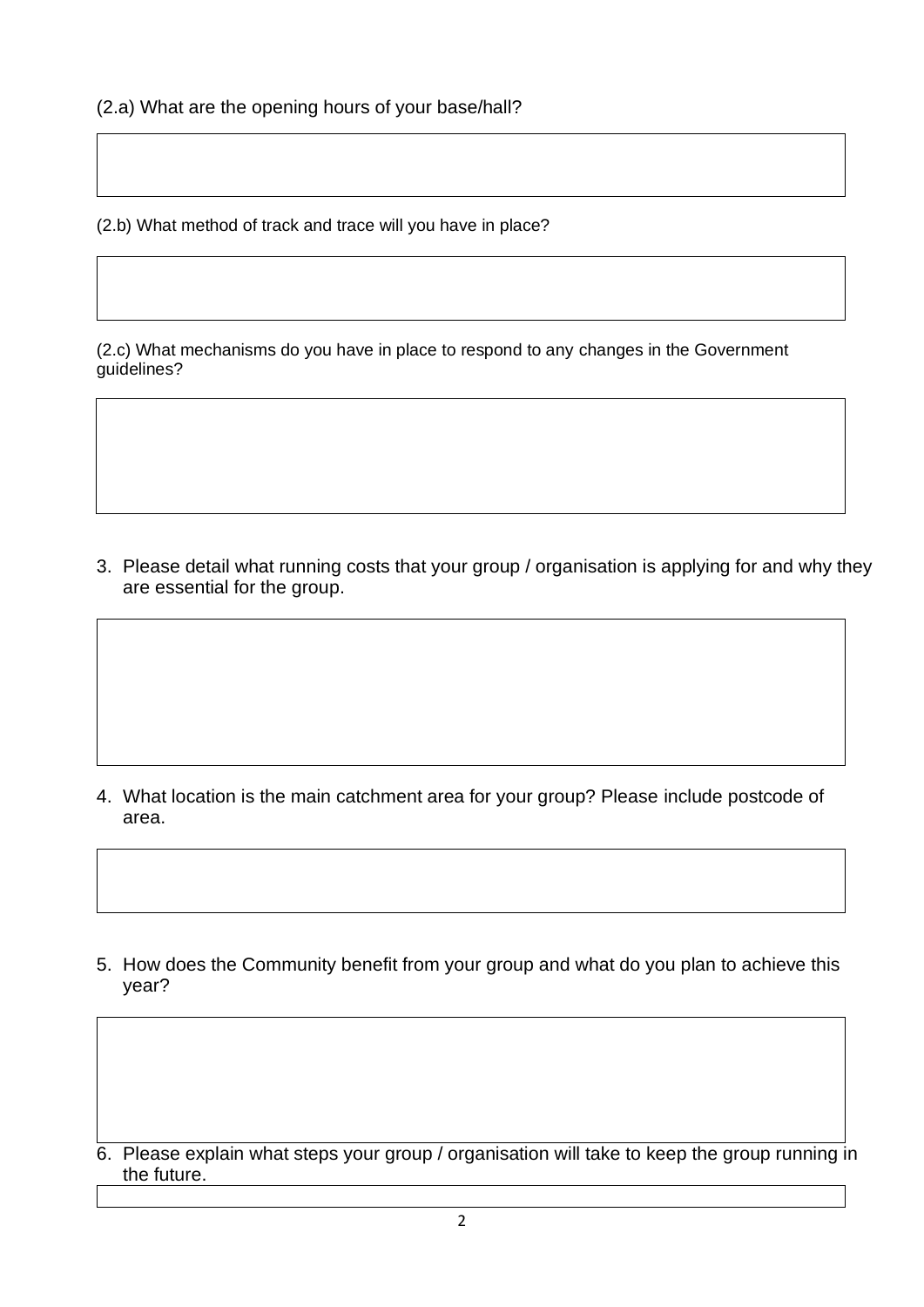(2.a) What are the opening hours of your base/hall?

(2.b) What method of track and trace will you have in place?

(2.c) What mechanisms do you have in place to respond to any changes in the Government guidelines?

3. Please detail what running costs that your group / organisation is applying for and why they are essential for the group.

4. What location is the main catchment area for your group? Please include postcode of area.

5. How does the Community benefit from your group and what do you plan to achieve this year?

6. Please explain what steps your group / organisation will take to keep the group running in the future.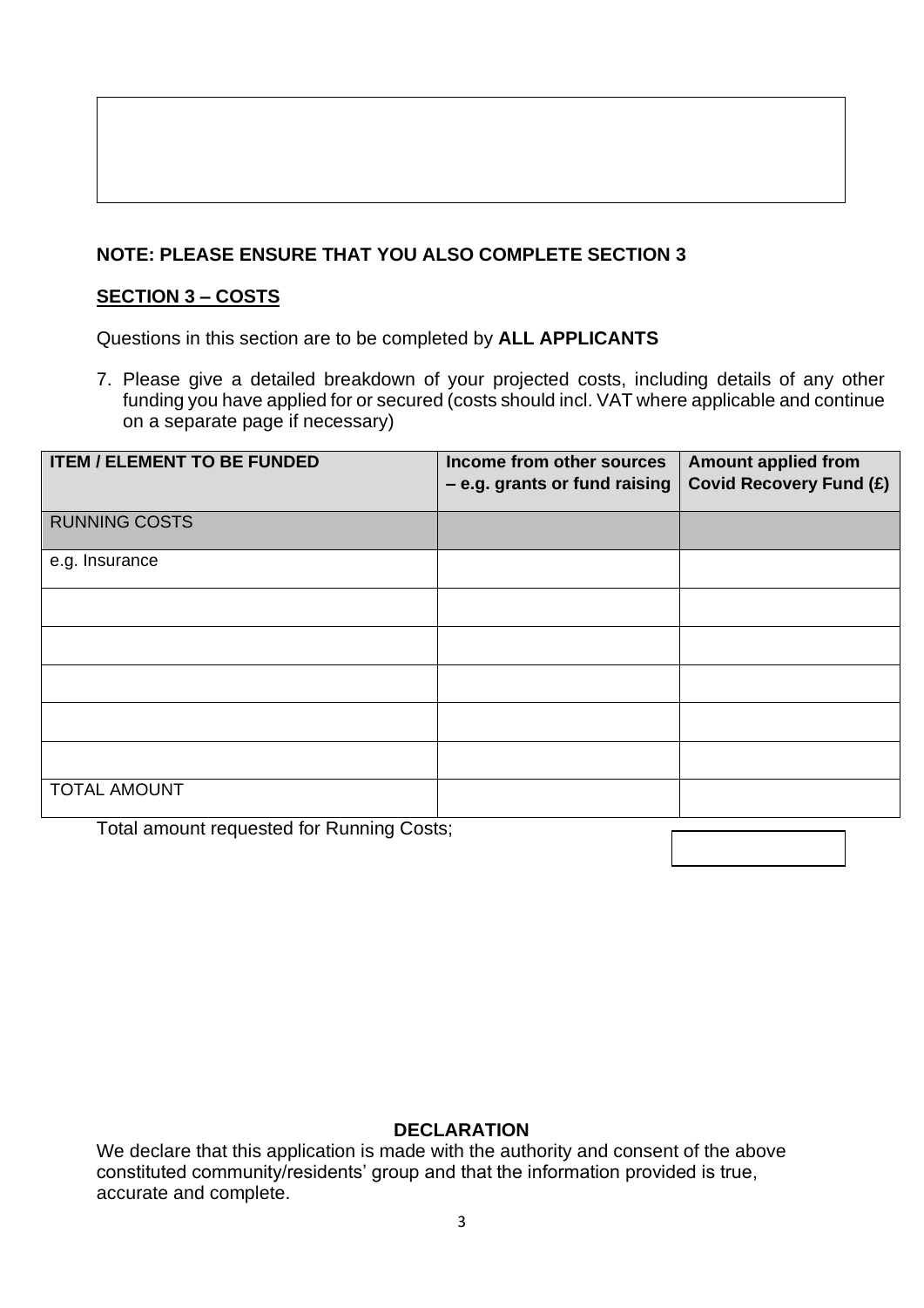**NOTE: PLEASE ENSURE THAT YOU ALSO COMPLETE SECTION 3**

## SECTION 3 – COSTS

Questions in this section are to be completed by **ALL APPLICANTS**

7. Please give a detailed breakdown of your projected costs, including details of any other funding you have applied for or secured (costs should incl. VAT where applicable and continue on a separate page if necessary)

| ITEM / ELEMENT TO BE FUNDED | Income from other sources – e.g. grants or fund raising | Amount applied from Covid Recovery Fund (£) |
|---|---|---|
| RUNNING COSTS | | |
| e.g. Insurance | | |
| | | |
| | | |
| | | |
| | | |
| | | |
| TOTAL AMOUNT | | |

Total amount requested for Running Costs;

**DECLARATION**

We declare that this application is made with the authority and consent of the above constituted community/residents' group and that the information provided is true, accurate and complete.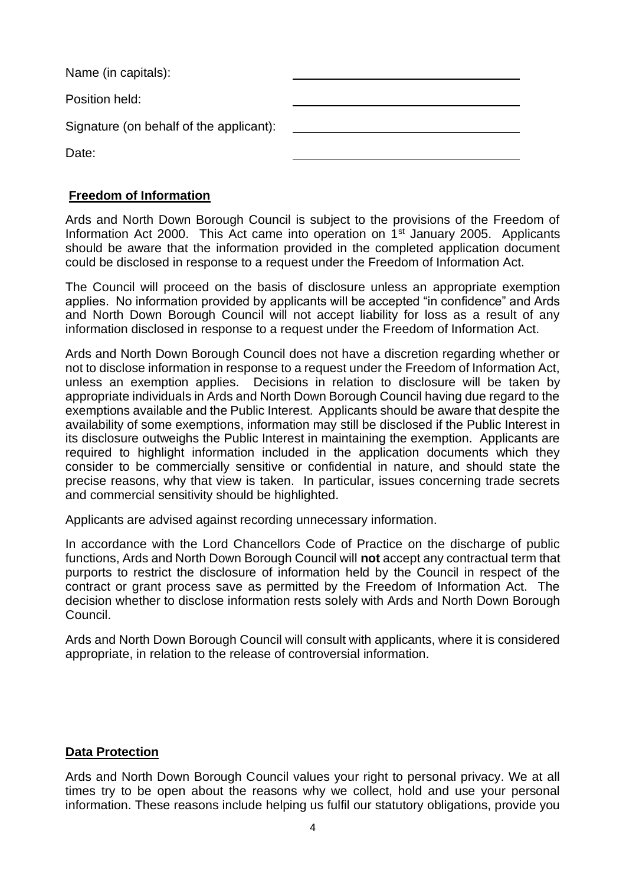Name (in capitals): \_\_\_\_\_\_\_\_\_\_\_\_\_\_\_\_\_\_\_\_\_\_\_\_\_\_\_\_

Position held: \_\_\_\_\_\_\_\_\_\_\_\_\_\_\_\_\_\_\_\_\_\_\_\_\_\_\_\_

Signature (on behalf of the applicant): \_\_\_\_\_\_\_\_\_\_\_\_\_\_\_\_\_\_\_\_\_\_\_\_\_\_\_\_

Date: \_\_\_\_\_\_\_\_\_\_\_\_\_\_\_\_\_\_\_\_\_\_\_\_\_\_\_\_

**Freedom of Information**

Ards and North Down Borough Council is subject to the provisions of the Freedom of Information Act 2000. This Act came into operation on 1st January 2005. Applicants should be aware that the information provided in the completed application document could be disclosed in response to a request under the Freedom of Information Act.

The Council will proceed on the basis of disclosure unless an appropriate exemption applies. No information provided by applicants will be accepted "in confidence" and Ards and North Down Borough Council will not accept liability for loss as a result of any information disclosed in response to a request under the Freedom of Information Act.

Ards and North Down Borough Council does not have a discretion regarding whether or not to disclose information in response to a request under the Freedom of Information Act, unless an exemption applies. Decisions in relation to disclosure will be taken by appropriate individuals in Ards and North Down Borough Council having due regard to the exemptions available and the Public Interest. Applicants should be aware that despite the availability of some exemptions, information may still be disclosed if the Public Interest in its disclosure outweighs the Public Interest in maintaining the exemption. Applicants are required to highlight information included in the application documents which they consider to be commercially sensitive or confidential in nature, and should state the precise reasons, why that view is taken. In particular, issues concerning trade secrets and commercial sensitivity should be highlighted.

Applicants are advised against recording unnecessary information.

In accordance with the Lord Chancellors Code of Practice on the discharge of public functions, Ards and North Down Borough Council will **not** accept any contractual term that purports to restrict the disclosure of information held by the Council in respect of the contract or grant process save as permitted by the Freedom of Information Act. The decision whether to disclose information rests solely with Ards and North Down Borough Council.

Ards and North Down Borough Council will consult with applicants, where it is considered appropriate, in relation to the release of controversial information.

**Data Protection**

Ards and North Down Borough Council values your right to personal privacy. We at all times try to be open about the reasons why we collect, hold and use your personal information. These reasons include helping us fulfil our statutory obligations, provide you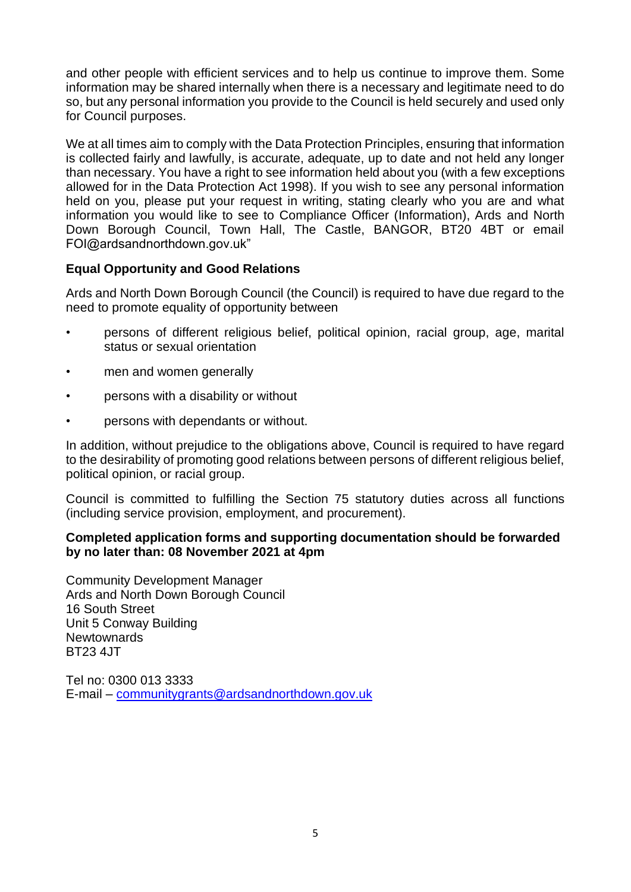and other people with efficient services and to help us continue to improve them. Some information may be shared internally when there is a necessary and legitimate need to do so, but any personal information you provide to the Council is held securely and used only for Council purposes.

We at all times aim to comply with the Data Protection Principles, ensuring that information is collected fairly and lawfully, is accurate, adequate, up to date and not held any longer than necessary. You have a right to see information held about you (with a few exceptions allowed for in the Data Protection Act 1998). If you wish to see any personal information held on you, please put your request in writing, stating clearly who you are and what information you would like to see to Compliance Officer (Information), Ards and North Down Borough Council, Town Hall, The Castle, BANGOR, BT20 4BT or email FOI@ardsandnorthdown.gov.uk"

**Equal Opportunity and Good Relations**

Ards and North Down Borough Council (the Council) is required to have due regard to the need to promote equality of opportunity between

- persons of different religious belief, political opinion, racial group, age, marital status or sexual orientation
- men and women generally
- persons with a disability or without
- persons with dependants or without.

In addition, without prejudice to the obligations above, Council is required to have regard to the desirability of promoting good relations between persons of different religious belief, political opinion, or racial group.

Council is committed to fulfilling the Section 75 statutory duties across all functions (including service provision, employment, and procurement).

**Completed application forms and supporting documentation should be forwarded by no later than: 08 November 2021 at 4pm**

Community Development Manager
Ards and North Down Borough Council
16 South Street
Unit 5 Conway Building
Newtownards
BT23 4JT

Tel no: 0300 013 3333
E-mail – communitygrants@ardsandnorthdown.gov.uk